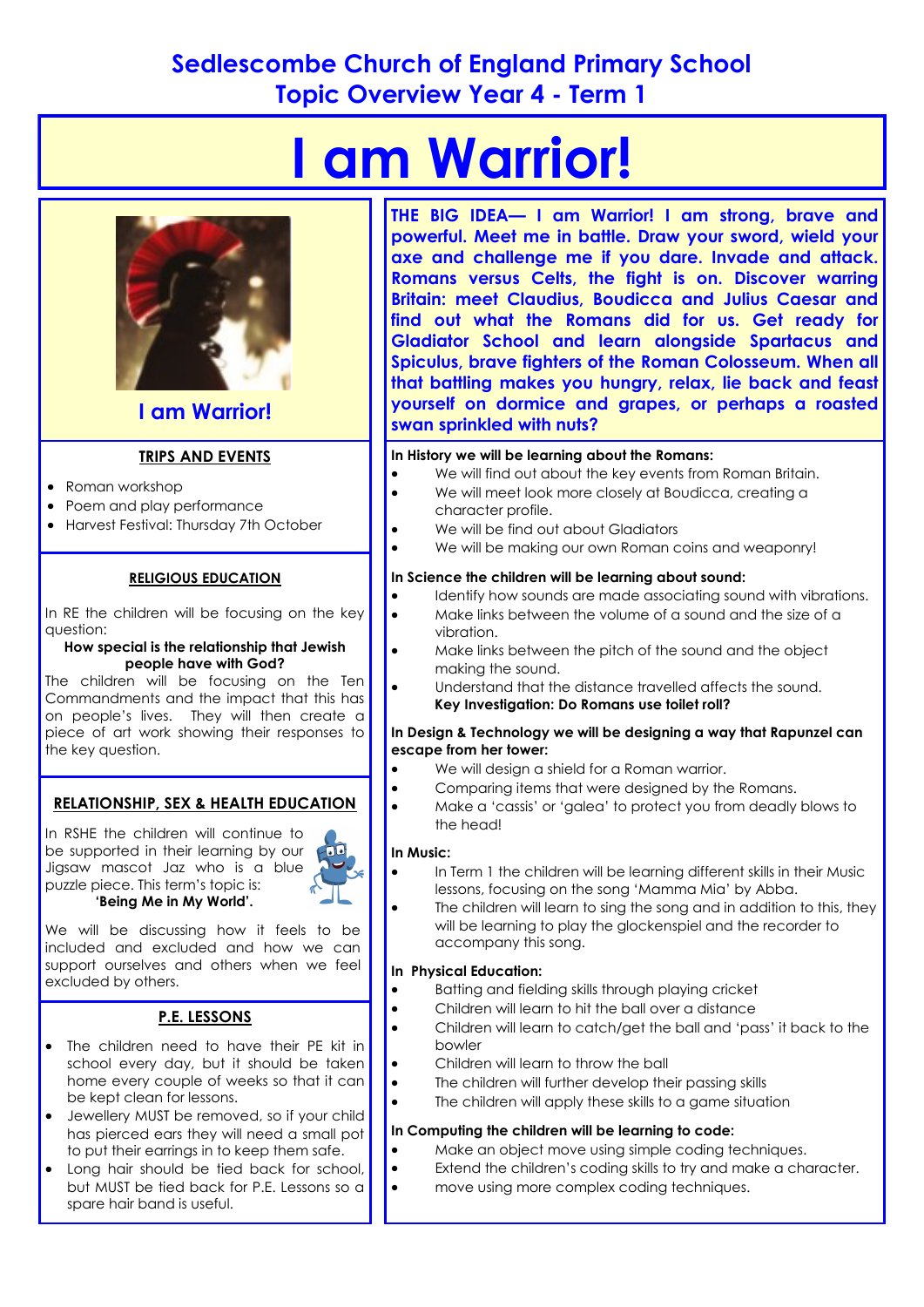# Sedlescombe Church of England Primary School
## Topic Overview Year 4 - Term 1

# I am Warrior!

**I am Warrior!**

### TRIPS AND EVENTS

- Roman workshop
- Poem and play performance
- Harvest Festival: Thursday 7th October

### RELIGIOUS EDUCATION

In RE the children will be focusing on the key question:

**How special is the relationship that Jewish people have with God?**

The children will be focusing on the Ten Commandments and the impact that this has on people's lives. They will then create a piece of art work showing their responses to the key question.

### RELATIONSHIP, SEX & HEALTH EDUCATION

In RSHE the children will continue to be supported in their learning by our Jigsaw mascot Jaz who is a blue puzzle piece. This term's topic is:

**'Being Me in My World'.**

We will be discussing how it feels to be included and excluded and how we can support ourselves and others when we feel excluded by others.

### P.E. LESSONS

- The children need to have their PE kit in school every day, but it should be taken home every couple of weeks so that it can be kept clean for lessons.
- Jewellery MUST be removed, so if your child has pierced ears they will need a small pot to put their earrings in to keep them safe.
- Long hair should be tied back for school, but MUST be tied back for P.E. Lessons so a spare hair band is useful.

**THE BIG IDEA— I am Warrior! I am strong, brave and powerful. Meet me in battle. Draw your sword, wield your axe and challenge me if you dare. Invade and attack. Romans versus Celts, the fight is on. Discover warring Britain: meet Claudius, Boudicca and Julius Caesar and find out what the Romans did for us. Get ready for Gladiator School and learn alongside Spartacus and Spiculus, brave fighters of the Roman Colosseum. When all that battling makes you hungry, relax, lie back and feast yourself on dormice and grapes, or perhaps a roasted swan sprinkled with nuts?**

**In History we will be learning about the Romans:**

- We will find out about the key events from Roman Britain.
- We will meet look more closely at Boudicca, creating a character profile.
- We will be find out about Gladiators
- We will be making our own Roman coins and weaponry!

**In Science the children will be learning about sound:**

- Identify how sounds are made associating sound with vibrations.
- Make links between the volume of a sound and the size of a vibration.
- Make links between the pitch of the sound and the object making the sound.
- Understand that the distance travelled affects the sound.

**Key Investigation: Do Romans use toilet roll?**

**In Design & Technology we will be designing a way that Rapunzel can escape from her tower:**

- We will design a shield for a Roman warrior.
- Comparing items that were designed by the Romans.
- Make a 'cassis' or 'galea' to protect you from deadly blows to the head!

**In Music:**

- In Term 1 the children will be learning different skills in their Music lessons, focusing on the song 'Mamma Mia' by Abba.
- The children will learn to sing the song and in addition to this, they will be learning to play the glockenspiel and the recorder to accompany this song.

**In Physical Education:**

- Batting and fielding skills through playing cricket
- Children will learn to hit the ball over a distance
- Children will learn to catch/get the ball and 'pass' it back to the bowler
- Children will learn to throw the ball
- The children will further develop their passing skills
- The children will apply these skills to a game situation

**In Computing the children will be learning to code:**

- Make an object move using simple coding techniques.
- Extend the children's coding skills to try and make a character.
- move using more complex coding techniques.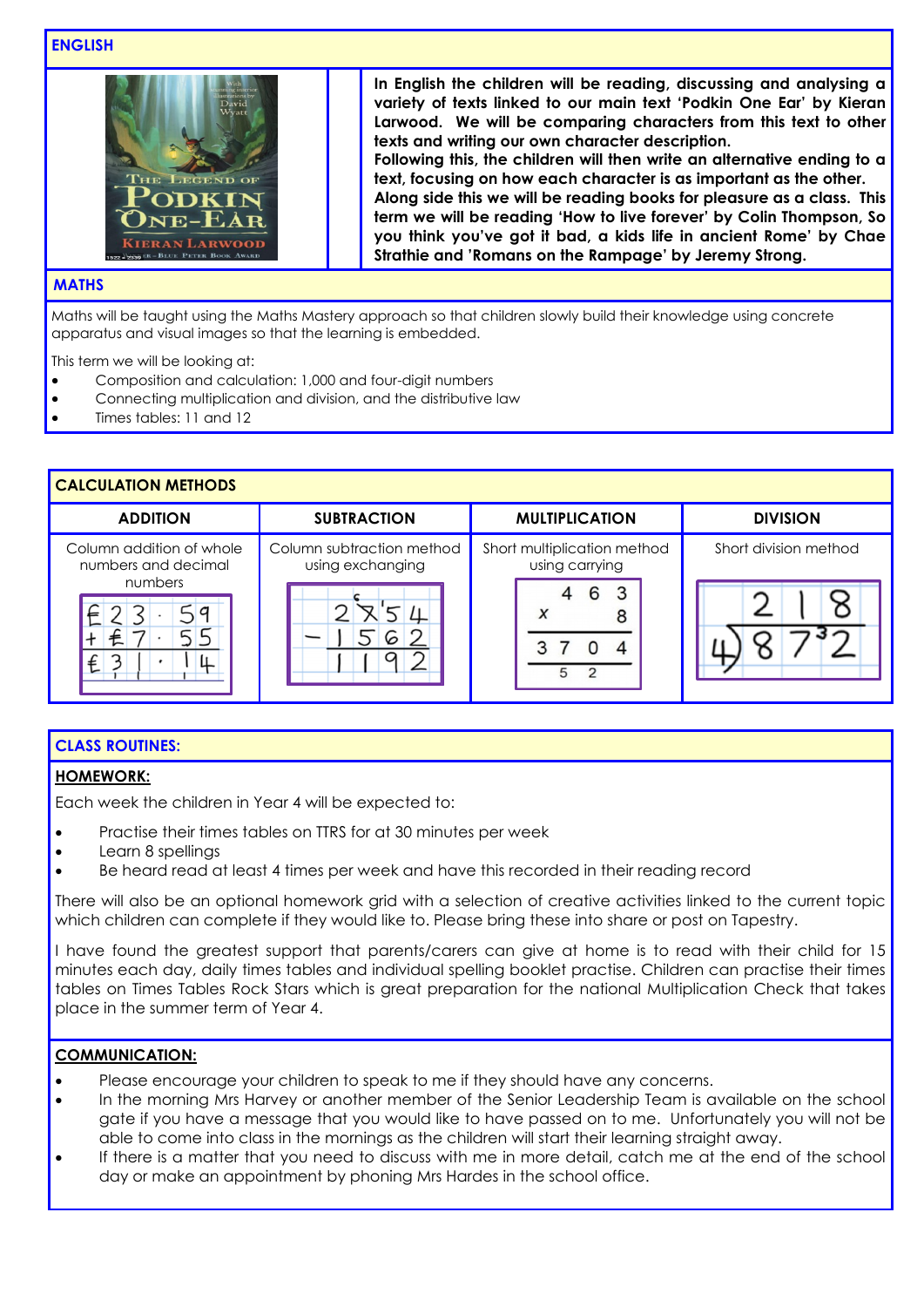## ENGLISH

In English the children will be reading, discussing and analysing a variety of texts linked to our main text 'Podkin One Ear' by Kieran Larwood. We will be comparing characters from this text to other texts and writing our own character description. Following this, the children will then write an alternative ending to a text, focusing on how each character is as important as the other. Along side this we will be reading books for pleasure as a class. This term we will be reading 'How to live forever' by Colin Thompson, So you think you've got it bad, a kids life in ancient Rome' by Chae Strathie and 'Romans on the Rampage' by Jeremy Strong.

## MATHS

Maths will be taught using the Maths Mastery approach so that children slowly build their knowledge using concrete apparatus and visual images so that the learning is embedded.

This term we will be looking at:

- Composition and calculation: 1,000 and four-digit numbers
- Connecting multiplication and division, and the distributive law
- Times tables: 11 and 12

## CALCULATION METHODS

| ADDITION | SUBTRACTION | MULTIPLICATION | DIVISION |
|---|---|---|---|
| Column addition of whole numbers and decimal numbers | Column subtraction method using exchanging | Short multiplication method using carrying | Short division method |
| £23.59 + £7.55 = £31.14 | 2754 − 1562 = 1192 | 463 × 8 = 3704 | 872 ÷ 4 = 218 |

## CLASS ROUTINES:

**HOMEWORK:**

Each week the children in Year 4 will be expected to:

- Practise their times tables on TTRS for at 30 minutes per week
- Learn 8 spellings
- Be heard read at least 4 times per week and have this recorded in their reading record

There will also be an optional homework grid with a selection of creative activities linked to the current topic which children can complete if they would like to. Please bring these into share or post on Tapestry.

I have found the greatest support that parents/carers can give at home is to read with their child for 15 minutes each day, daily times tables and individual spelling booklet practise. Children can practise their times tables on Times Tables Rock Stars which is great preparation for the national Multiplication Check that takes place in the summer term of Year 4.

**COMMUNICATION:**

- Please encourage your children to speak to me if they should have any concerns.
- In the morning Mrs Harvey or another member of the Senior Leadership Team is available on the school gate if you have a message that you would like to have passed on to me. Unfortunately you will not be able to come into class in the mornings as the children will start their learning straight away.
- If there is a matter that you need to discuss with me in more detail, catch me at the end of the school day or make an appointment by phoning Mrs Hardes in the school office.